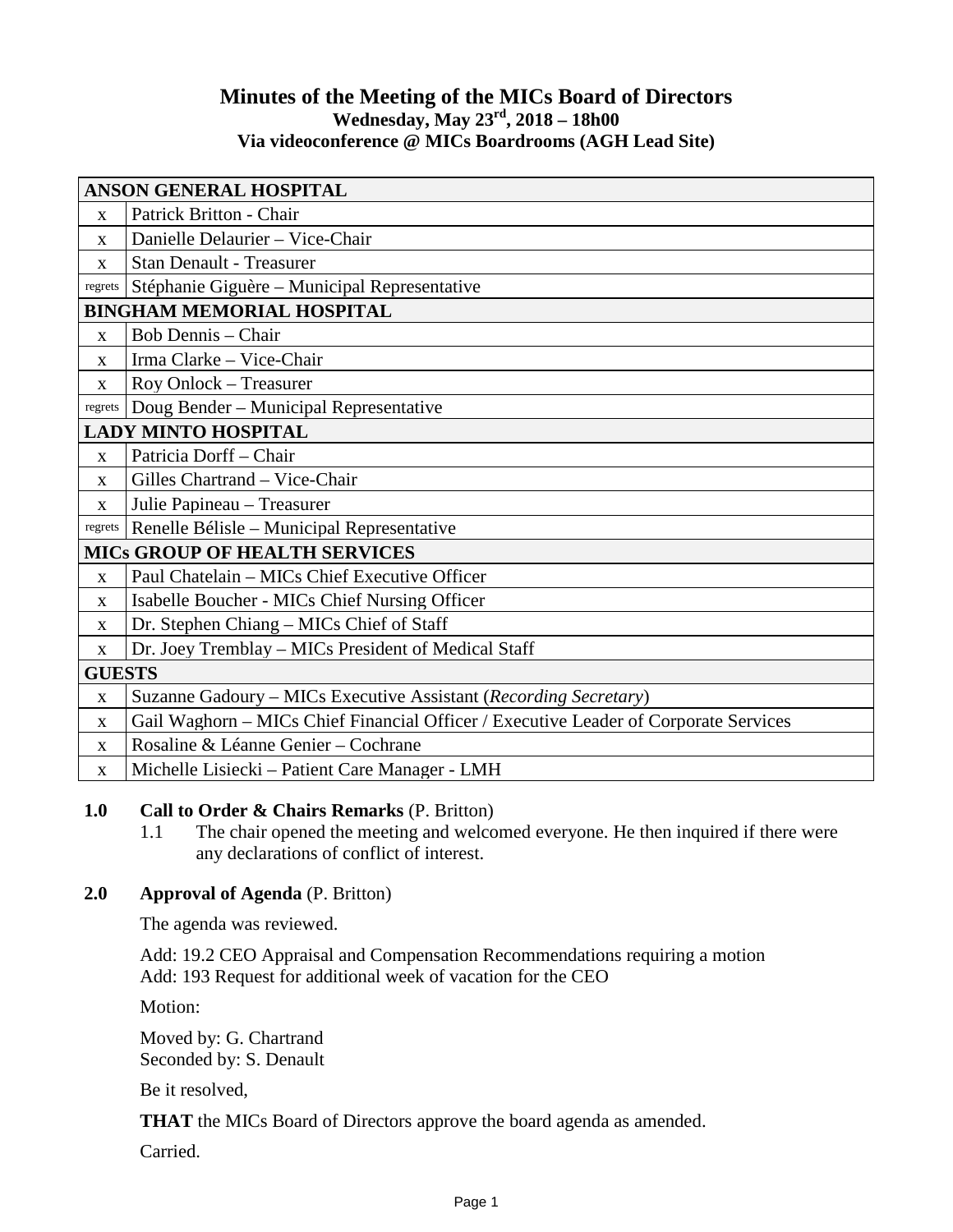# Minutes of the Meeting of the MICs Board of Directors

**Wednesday, May 23rd, 2018 – 18h00**
**Via videoconference @ MICs Boardrooms (AGH Lead Site)**

| ANSON GENERAL HOSPITAL | |
|---|---|
| x | Patrick Britton - Chair |
| x | Danielle Delaurier – Vice-Chair |
| x | Stan Denault - Treasurer |
| regrets | Stéphanie Giguère – Municipal Representative |
| **BINGHAM MEMORIAL HOSPITAL** | |
| x | Bob Dennis – Chair |
| x | Irma Clarke – Vice-Chair |
| x | Roy Onlock – Treasurer |
| regrets | Doug Bender – Municipal Representative |
| **LADY MINTO HOSPITAL** | |
| x | Patricia Dorff – Chair |
| x | Gilles Chartrand – Vice-Chair |
| x | Julie Papineau – Treasurer |
| regrets | Renelle Bélisle – Municipal Representative |
| **MICs GROUP OF HEALTH SERVICES** | |
| x | Paul Chatelain – MICs Chief Executive Officer |
| x | Isabelle Boucher - MICs Chief Nursing Officer |
| x | Dr. Stephen Chiang – MICs Chief of Staff |
| x | Dr. Joey Tremblay – MICs President of Medical Staff |
| **GUESTS** | |
| x | Suzanne Gadoury – MICs Executive Assistant (*Recording Secretary*) |
| x | Gail Waghorn – MICs Chief Financial Officer / Executive Leader of Corporate Services |
| x | Rosaline & Léanne Genier – Cochrane |
| x | Michelle Lisiecki – Patient Care Manager - LMH |

**1.0 Call to Order & Chairs Remarks** (P. Britton)

1.1 The chair opened the meeting and welcomed everyone. He then inquired if there were any declarations of conflict of interest.

**2.0 Approval of Agenda** (P. Britton)

The agenda was reviewed.

Add: 19.2 CEO Appraisal and Compensation Recommendations requiring a motion
Add: 193 Request for additional week of vacation for the CEO

Motion:

Moved by: G. Chartrand
Seconded by: S. Denault

Be it resolved,

**THAT** the MICs Board of Directors approve the board agenda as amended.

Carried.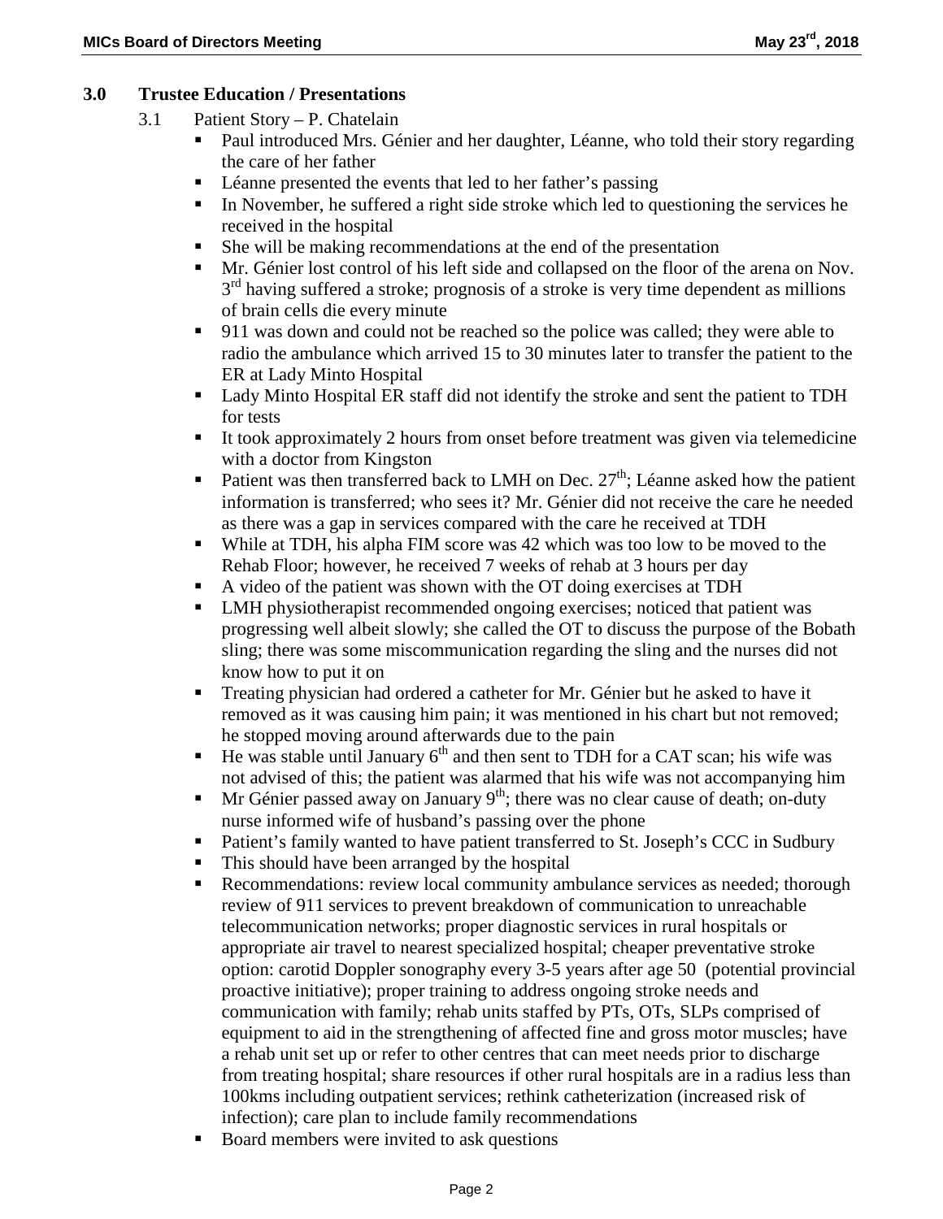## 3.0 Trustee Education / Presentations

3.1 Patient Story – P. Chatelain

- Paul introduced Mrs. Génier and her daughter, Léanne, who told their story regarding the care of her father
- Léanne presented the events that led to her father's passing
- In November, he suffered a right side stroke which led to questioning the services he received in the hospital
- She will be making recommendations at the end of the presentation
- Mr. Génier lost control of his left side and collapsed on the floor of the arena on Nov. 3rd having suffered a stroke; prognosis of a stroke is very time dependent as millions of brain cells die every minute
- 911 was down and could not be reached so the police was called; they were able to radio the ambulance which arrived 15 to 30 minutes later to transfer the patient to the ER at Lady Minto Hospital
- Lady Minto Hospital ER staff did not identify the stroke and sent the patient to TDH for tests
- It took approximately 2 hours from onset before treatment was given via telemedicine with a doctor from Kingston
- Patient was then transferred back to LMH on Dec. 27th; Léanne asked how the patient information is transferred; who sees it? Mr. Génier did not receive the care he needed as there was a gap in services compared with the care he received at TDH
- While at TDH, his alpha FIM score was 42 which was too low to be moved to the Rehab Floor; however, he received 7 weeks of rehab at 3 hours per day
- A video of the patient was shown with the OT doing exercises at TDH
- LMH physiotherapist recommended ongoing exercises; noticed that patient was progressing well albeit slowly; she called the OT to discuss the purpose of the Bobath sling; there was some miscommunication regarding the sling and the nurses did not know how to put it on
- Treating physician had ordered a catheter for Mr. Génier but he asked to have it removed as it was causing him pain; it was mentioned in his chart but not removed; he stopped moving around afterwards due to the pain
- He was stable until January 6th and then sent to TDH for a CAT scan; his wife was not advised of this; the patient was alarmed that his wife was not accompanying him
- Mr Génier passed away on January 9th; there was no clear cause of death; on-duty nurse informed wife of husband's passing over the phone
- Patient's family wanted to have patient transferred to St. Joseph's CCC in Sudbury
- This should have been arranged by the hospital
- Recommendations: review local community ambulance services as needed; thorough review of 911 services to prevent breakdown of communication to unreachable telecommunication networks; proper diagnostic services in rural hospitals or appropriate air travel to nearest specialized hospital; cheaper preventative stroke option: carotid Doppler sonography every 3-5 years after age 50 (potential provincial proactive initiative); proper training to address ongoing stroke needs and communication with family; rehab units staffed by PTs, OTs, SLPs comprised of equipment to aid in the strengthening of affected fine and gross motor muscles; have a rehab unit set up or refer to other centres that can meet needs prior to discharge from treating hospital; share resources if other rural hospitals are in a radius less than 100kms including outpatient services; rethink catheterization (increased risk of infection); care plan to include family recommendations
- Board members were invited to ask questions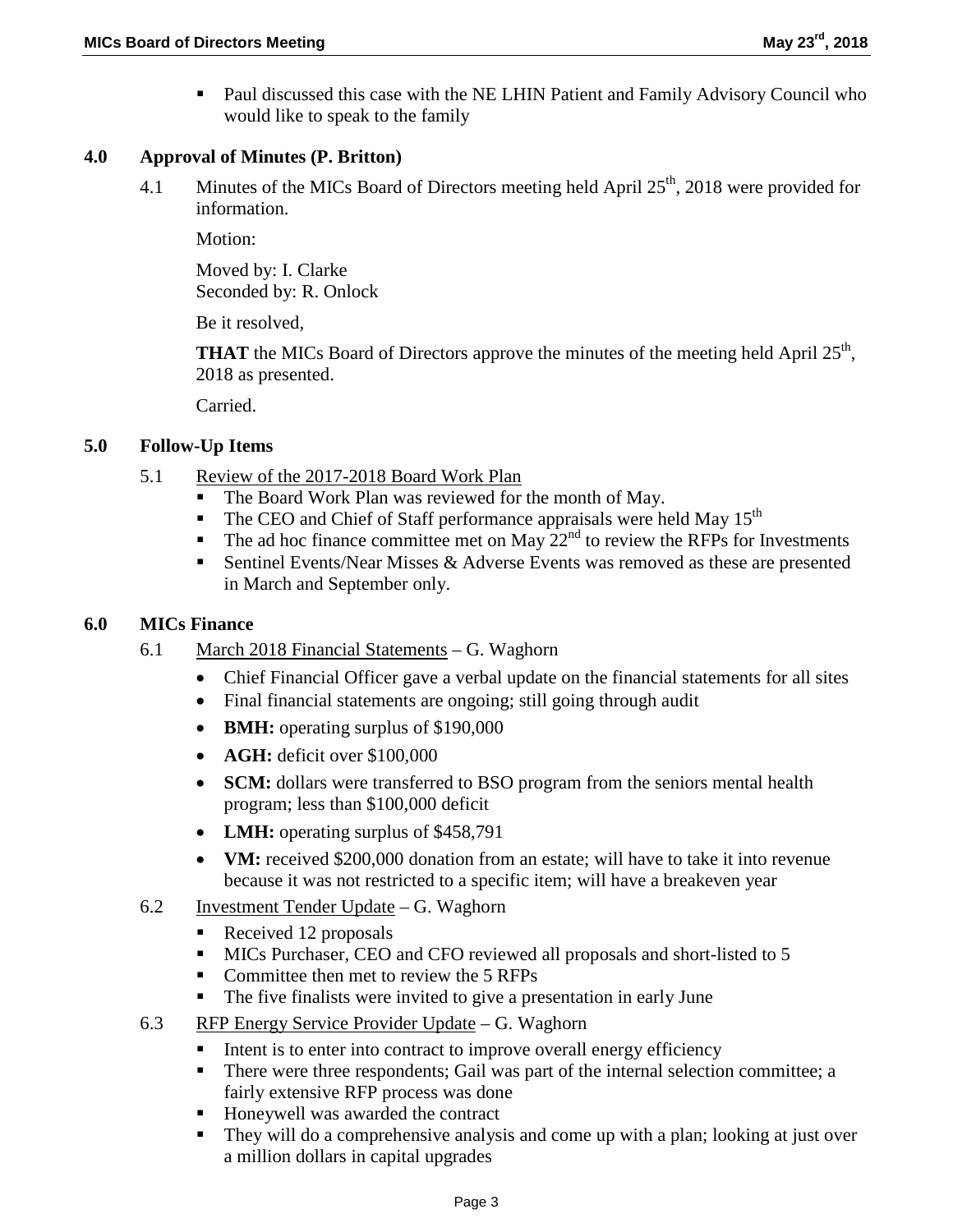- Paul discussed this case with the NE LHIN Patient and Family Advisory Council who would like to speak to the family

## 4.0 Approval of Minutes (P. Britton)

4.1 Minutes of the MICs Board of Directors meeting held April 25th, 2018 were provided for information.

Motion:

Moved by: I. Clarke
Seconded by: R. Onlock

Be it resolved,

**THAT** the MICs Board of Directors approve the minutes of the meeting held April 25th, 2018 as presented.

Carried.

## 5.0 Follow-Up Items

5.1 Review of the 2017-2018 Board Work Plan

- The Board Work Plan was reviewed for the month of May.
- The CEO and Chief of Staff performance appraisals were held May 15th
- The ad hoc finance committee met on May 22nd to review the RFPs for Investments
- Sentinel Events/Near Misses & Adverse Events was removed as these are presented in March and September only.

## 6.0 MICs Finance

6.1 March 2018 Financial Statements – G. Waghorn

- Chief Financial Officer gave a verbal update on the financial statements for all sites
- Final financial statements are ongoing; still going through audit
- **BMH:** operating surplus of $190,000
- **AGH:** deficit over $100,000
- **SCM:** dollars were transferred to BSO program from the seniors mental health program; less than $100,000 deficit
- **LMH:** operating surplus of $458,791
- **VM:** received $200,000 donation from an estate; will have to take it into revenue because it was not restricted to a specific item; will have a breakeven year

6.2 Investment Tender Update – G. Waghorn

- Received 12 proposals
- MICs Purchaser, CEO and CFO reviewed all proposals and short-listed to 5
- Committee then met to review the 5 RFPs
- The five finalists were invited to give a presentation in early June

6.3 RFP Energy Service Provider Update – G. Waghorn

- Intent is to enter into contract to improve overall energy efficiency
- There were three respondents; Gail was part of the internal selection committee; a fairly extensive RFP process was done
- Honeywell was awarded the contract
- They will do a comprehensive analysis and come up with a plan; looking at just over a million dollars in capital upgrades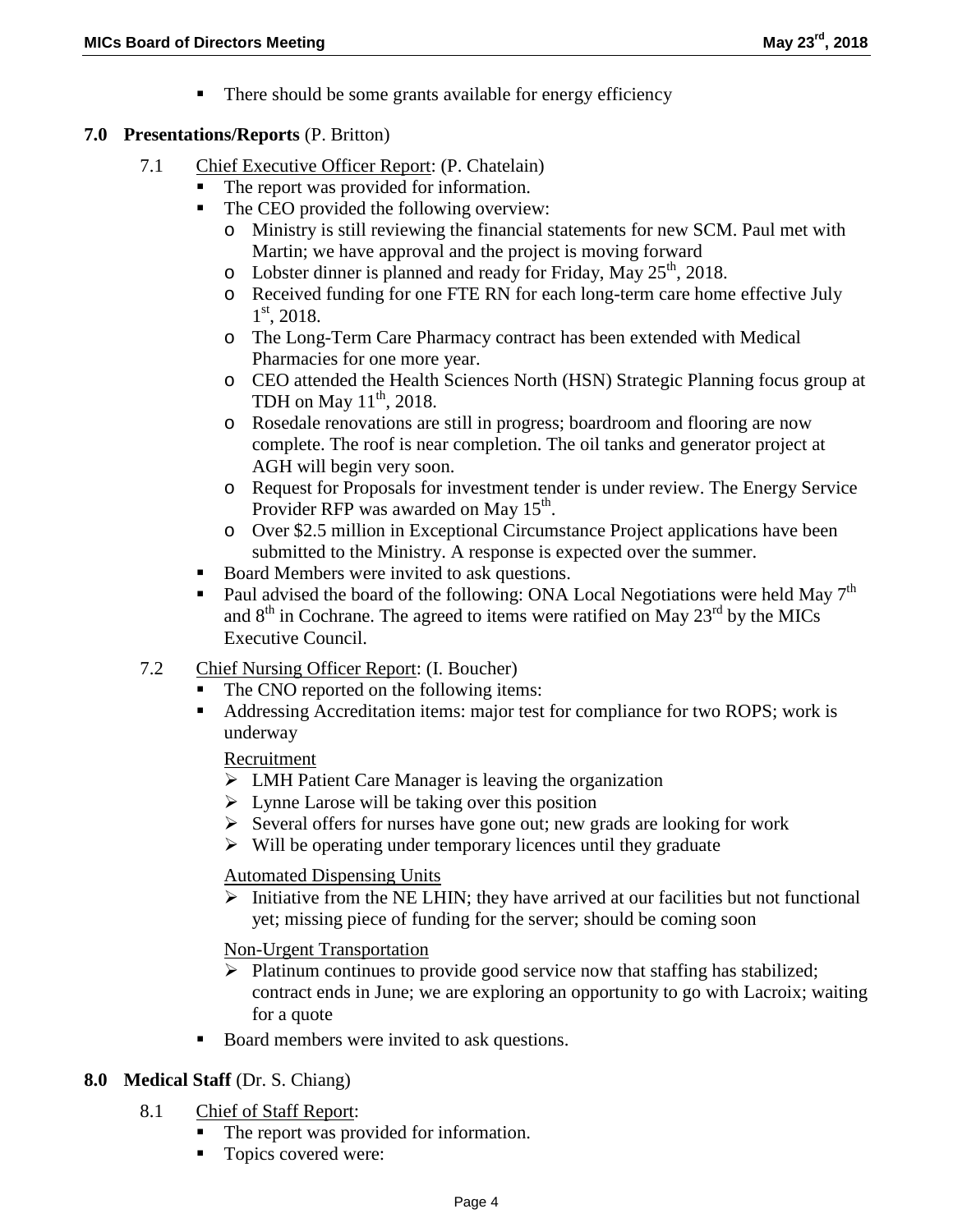- There should be some grants available for energy efficiency

## 7.0 Presentations/Reports (P. Britton)

7.1 Chief Executive Officer Report: (P. Chatelain)

- The report was provided for information.
- The CEO provided the following overview:
  - Ministry is still reviewing the financial statements for new SCM. Paul met with Martin; we have approval and the project is moving forward
  - Lobster dinner is planned and ready for Friday, May 25th, 2018.
  - Received funding for one FTE RN for each long-term care home effective July 1st, 2018.
  - The Long-Term Care Pharmacy contract has been extended with Medical Pharmacies for one more year.
  - CEO attended the Health Sciences North (HSN) Strategic Planning focus group at TDH on May 11th, 2018.
  - Rosedale renovations are still in progress; boardroom and flooring are now complete. The roof is near completion. The oil tanks and generator project at AGH will begin very soon.
  - Request for Proposals for investment tender is under review. The Energy Service Provider RFP was awarded on May 15th.
  - Over $2.5 million in Exceptional Circumstance Project applications have been submitted to the Ministry. A response is expected over the summer.
- Board Members were invited to ask questions.
- Paul advised the board of the following: ONA Local Negotiations were held May 7th and 8th in Cochrane. The agreed to items were ratified on May 23rd by the MICs Executive Council.

7.2 Chief Nursing Officer Report: (I. Boucher)

- The CNO reported on the following items:
- Addressing Accreditation items: major test for compliance for two ROPS; work is underway

  Recruitment
  - LMH Patient Care Manager is leaving the organization
  - Lynne Larose will be taking over this position
  - Several offers for nurses have gone out; new grads are looking for work
  - Will be operating under temporary licences until they graduate

  Automated Dispensing Units
  - Initiative from the NE LHIN; they have arrived at our facilities but not functional yet; missing piece of funding for the server; should be coming soon

  Non-Urgent Transportation
  - Platinum continues to provide good service now that staffing has stabilized; contract ends in June; we are exploring an opportunity to go with Lacroix; waiting for a quote
- Board members were invited to ask questions.

## 8.0 Medical Staff (Dr. S. Chiang)

8.1 Chief of Staff Report:

- The report was provided for information.
- Topics covered were: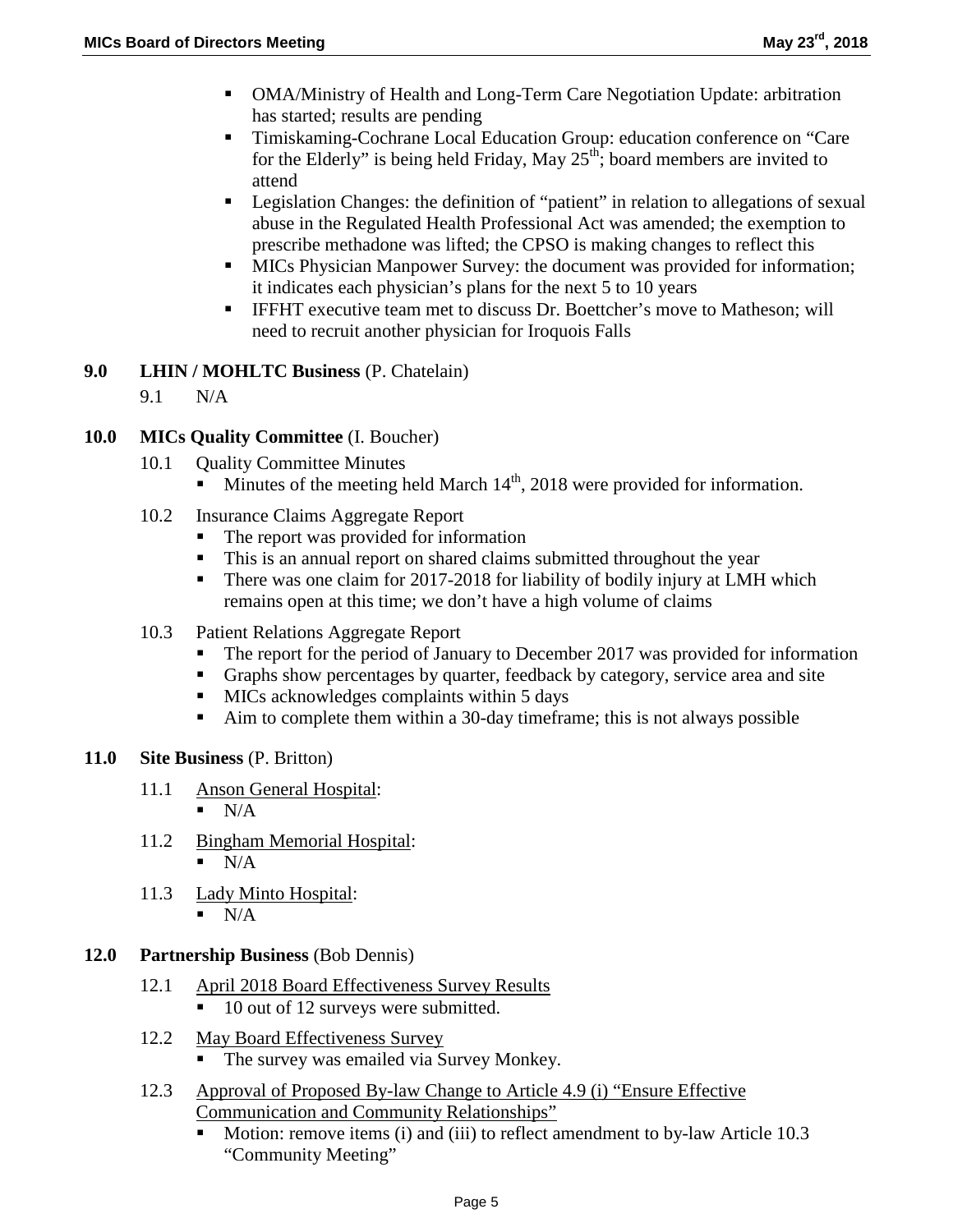- OMA/Ministry of Health and Long-Term Care Negotiation Update: arbitration has started; results are pending
- Timiskaming-Cochrane Local Education Group: education conference on "Care for the Elderly" is being held Friday, May 25th; board members are invited to attend
- Legislation Changes: the definition of "patient" in relation to allegations of sexual abuse in the Regulated Health Professional Act was amended; the exemption to prescribe methadone was lifted; the CPSO is making changes to reflect this
- MICs Physician Manpower Survey: the document was provided for information; it indicates each physician's plans for the next 5 to 10 years
- IFFHT executive team met to discuss Dr. Boettcher's move to Matheson; will need to recruit another physician for Iroquois Falls

**9.0 LHIN / MOHLTC Business** (P. Chatelain)

9.1 N/A

**10.0 MICs Quality Committee** (I. Boucher)

10.1 Quality Committee Minutes
- Minutes of the meeting held March 14th, 2018 were provided for information.

10.2 Insurance Claims Aggregate Report
- The report was provided for information
- This is an annual report on shared claims submitted throughout the year
- There was one claim for 2017-2018 for liability of bodily injury at LMH which remains open at this time; we don't have a high volume of claims

10.3 Patient Relations Aggregate Report
- The report for the period of January to December 2017 was provided for information
- Graphs show percentages by quarter, feedback by category, service area and site
- MICs acknowledges complaints within 5 days
- Aim to complete them within a 30-day timeframe; this is not always possible

**11.0 Site Business** (P. Britton)

11.1 Anson General Hospital:
- N/A

11.2 Bingham Memorial Hospital:
- N/A

11.3 Lady Minto Hospital:
- N/A

**12.0 Partnership Business** (Bob Dennis)

12.1 April 2018 Board Effectiveness Survey Results
- 10 out of 12 surveys were submitted.

12.2 May Board Effectiveness Survey
- The survey was emailed via Survey Monkey.

12.3 Approval of Proposed By-law Change to Article 4.9 (i) "Ensure Effective Communication and Community Relationships"
- Motion: remove items (i) and (iii) to reflect amendment to by-law Article 10.3 "Community Meeting"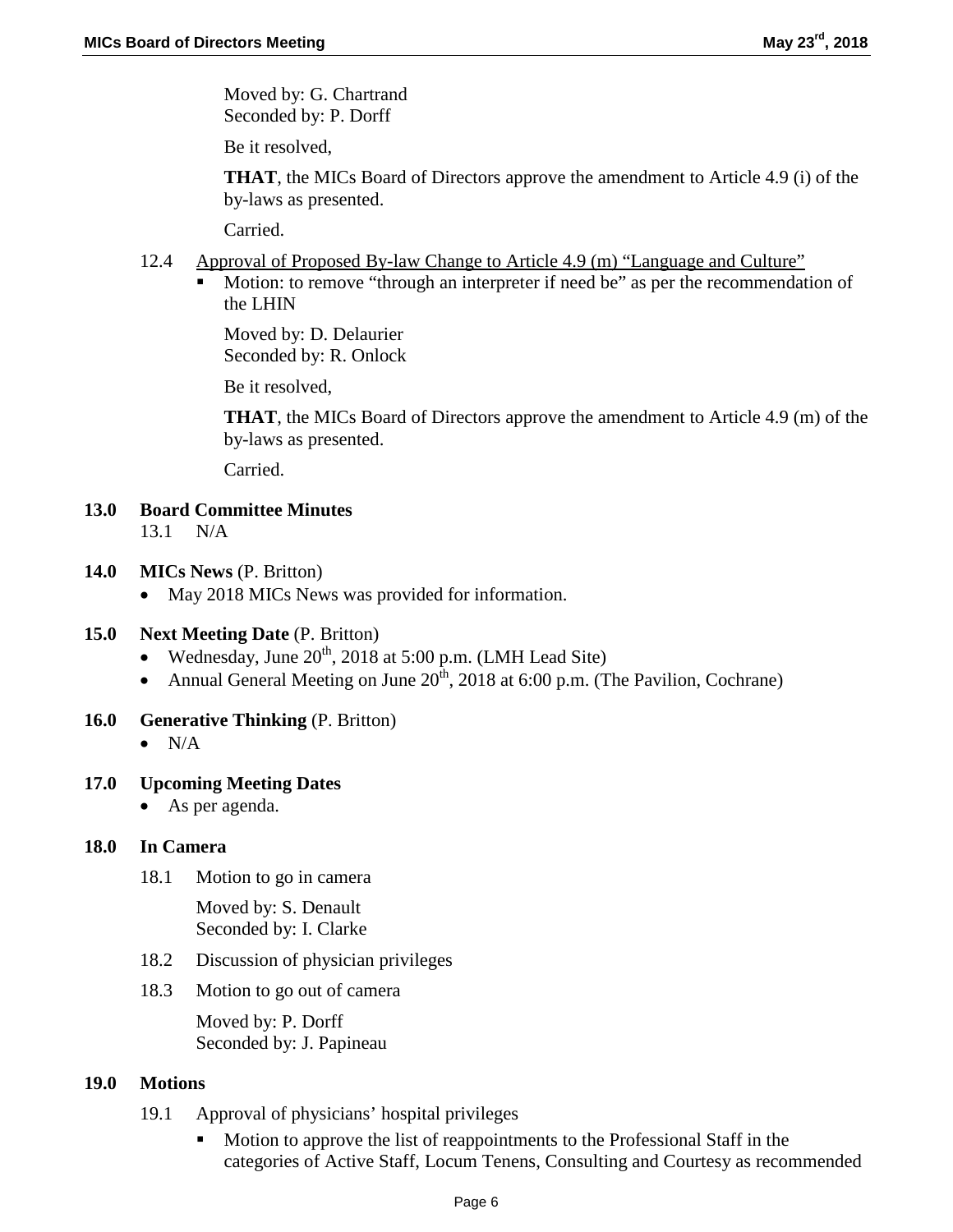Moved by: G. Chartrand
Seconded by: P. Dorff

Be it resolved,

**THAT**, the MICs Board of Directors approve the amendment to Article 4.9 (i) of the by-laws as presented.

Carried.

12.4 Approval of Proposed By-law Change to Article 4.9 (m) "Language and Culture"

- Motion: to remove "through an interpreter if need be" as per the recommendation of the LHIN

  Moved by: D. Delaurier
  Seconded by: R. Onlock

  Be it resolved,

  **THAT**, the MICs Board of Directors approve the amendment to Article 4.9 (m) of the by-laws as presented.

  Carried.

## 13.0 Board Committee Minutes

13.1 N/A

## 14.0 MICs News (P. Britton)

- May 2018 MICs News was provided for information.

## 15.0 Next Meeting Date (P. Britton)

- Wednesday, June 20th, 2018 at 5:00 p.m. (LMH Lead Site)
- Annual General Meeting on June 20th, 2018 at 6:00 p.m. (The Pavilion, Cochrane)

## 16.0 Generative Thinking (P. Britton)

- N/A

## 17.0 Upcoming Meeting Dates

- As per agenda.

## 18.0 In Camera

18.1 Motion to go in camera

Moved by: S. Denault
Seconded by: I. Clarke

18.2 Discussion of physician privileges

18.3 Motion to go out of camera

Moved by: P. Dorff
Seconded by: J. Papineau

## 19.0 Motions

19.1 Approval of physicians' hospital privileges

- Motion to approve the list of reappointments to the Professional Staff in the categories of Active Staff, Locum Tenens, Consulting and Courtesy as recommended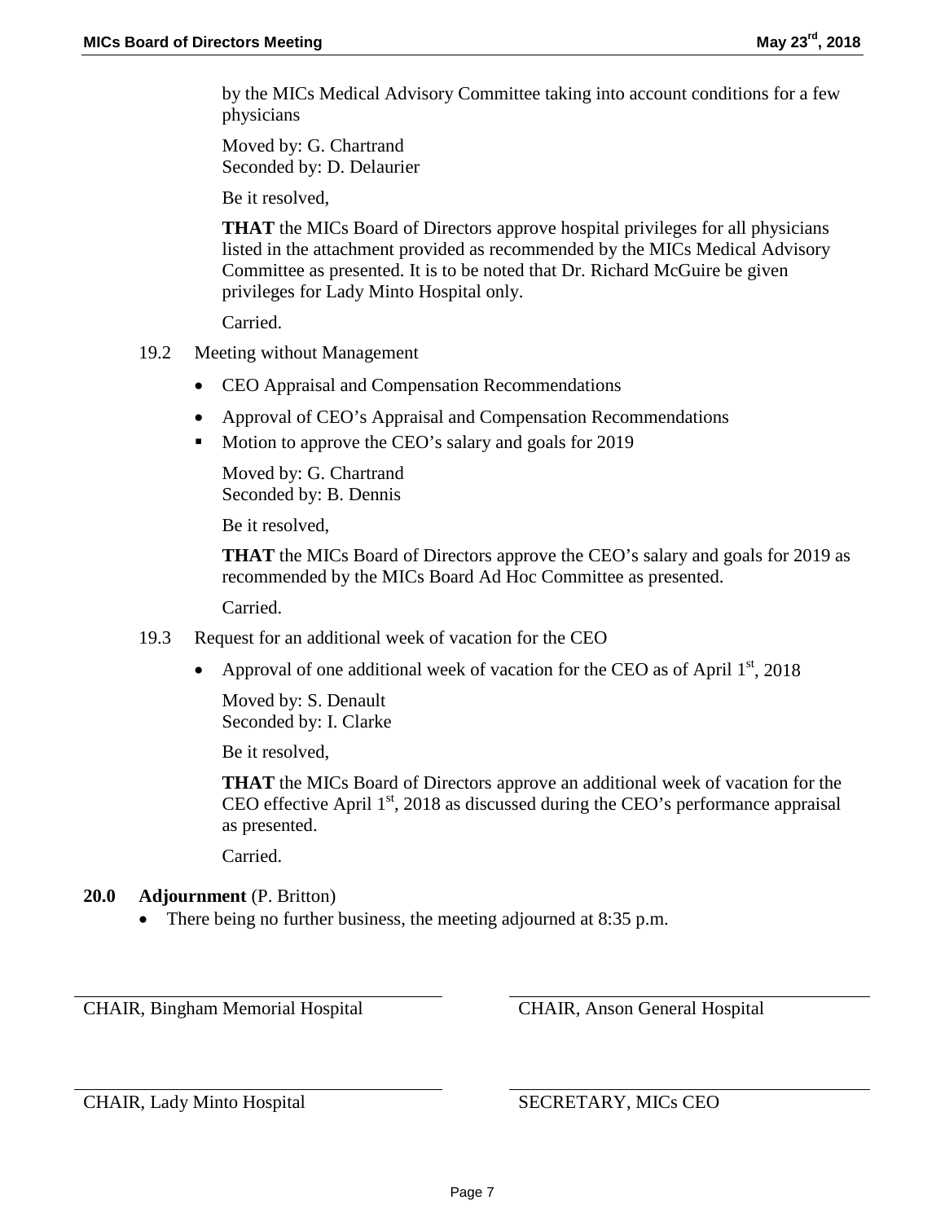by the MICs Medical Advisory Committee taking into account conditions for a few physicians

Moved by: G. Chartrand
Seconded by: D. Delaurier

Be it resolved,

**THAT** the MICs Board of Directors approve hospital privileges for all physicians listed in the attachment provided as recommended by the MICs Medical Advisory Committee as presented. It is to be noted that Dr. Richard McGuire be given privileges for Lady Minto Hospital only.

Carried.

19.2 Meeting without Management

- CEO Appraisal and Compensation Recommendations
- Approval of CEO's Appraisal and Compensation Recommendations
  - Motion to approve the CEO's salary and goals for 2019

Moved by: G. Chartrand
Seconded by: B. Dennis

Be it resolved,

**THAT** the MICs Board of Directors approve the CEO's salary and goals for 2019 as recommended by the MICs Board Ad Hoc Committee as presented.

Carried.

19.3 Request for an additional week of vacation for the CEO

- Approval of one additional week of vacation for the CEO as of April 1st, 2018

Moved by: S. Denault
Seconded by: I. Clarke

Be it resolved,

**THAT** the MICs Board of Directors approve an additional week of vacation for the CEO effective April 1st, 2018 as discussed during the CEO's performance appraisal as presented.

Carried.

**20.0 Adjournment** (P. Britton)

- There being no further business, the meeting adjourned at 8:35 p.m.

| | |
|---|---|
| CHAIR, Bingham Memorial Hospital | CHAIR, Anson General Hospital |
| CHAIR, Lady Minto Hospital | SECRETARY, MICs CEO |